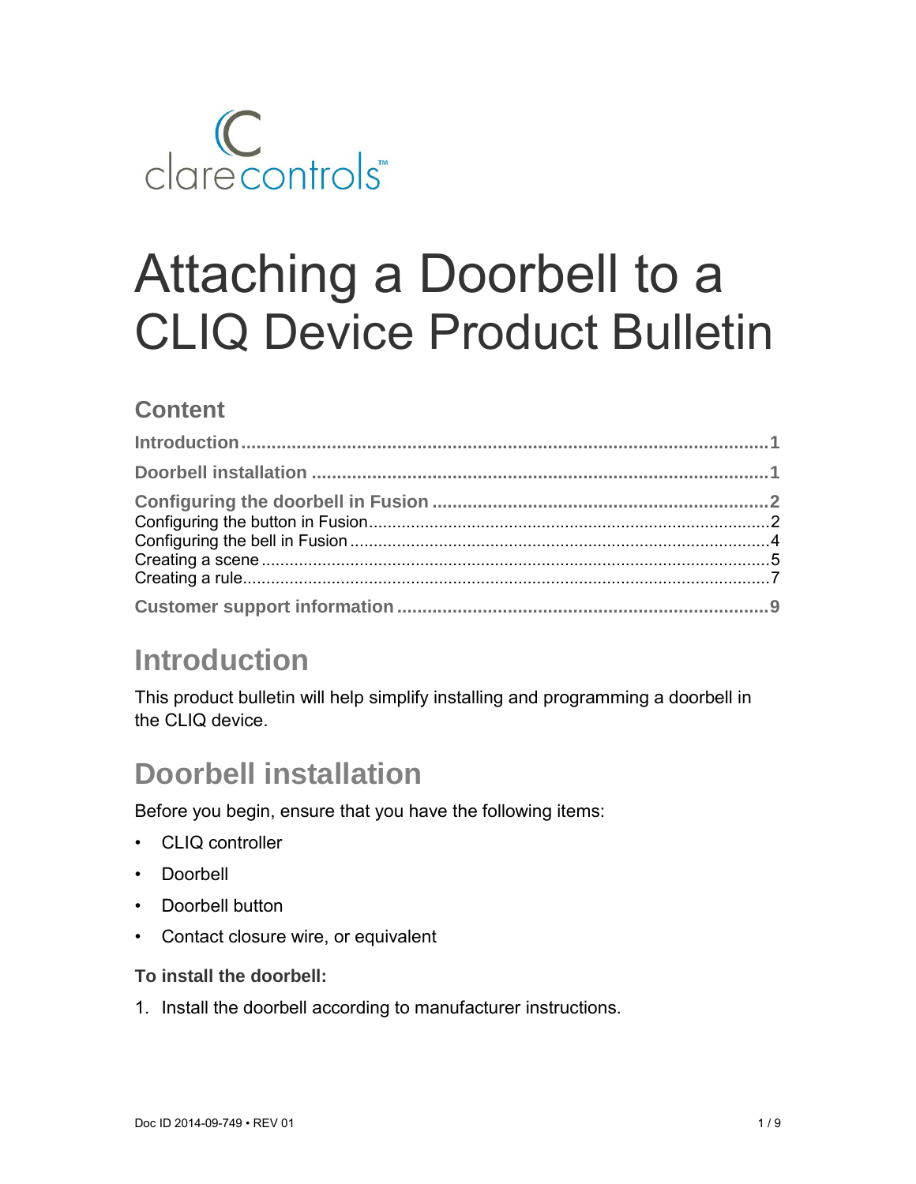clarecontrols™

# Attaching a Doorbell to a CLIQ Device Product Bulletin

## Content

**Introduction** .......... 1

**Doorbell installation** .......... 1

**Configuring the doorbell in Fusion** .......... 2
Configuring the button in Fusion .......... 2
Configuring the bell in Fusion .......... 4
Creating a scene .......... 5
Creating a rule .......... 7

**Customer support information** .......... 9

## Introduction

This product bulletin will help simplify installing and programming a doorbell in the CLIQ device.

## Doorbell installation

Before you begin, ensure that you have the following items:

- CLIQ controller
- Doorbell
- Doorbell button
- Contact closure wire, or equivalent

**To install the doorbell:**

1. Install the doorbell according to manufacturer instructions.

Doc ID 2014-09-749 • REV 01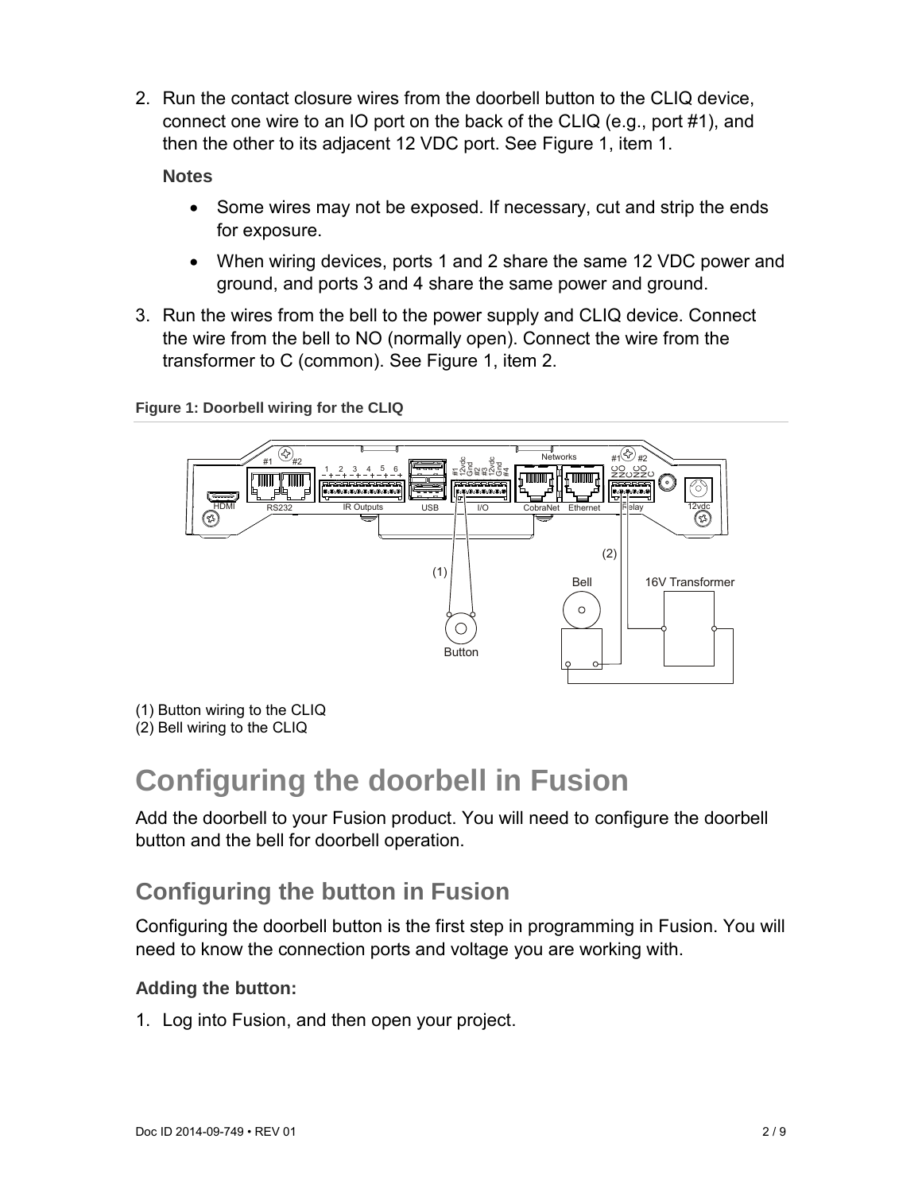2. Run the contact closure wires from the doorbell button to the CLIQ device, connect one wire to an IO port on the back of the CLIQ (e.g., port #1), and then the other to its adjacent 12 VDC port. See Figure 1, item 1.

   **Notes**

   - Some wires may not be exposed. If necessary, cut and strip the ends for exposure.
   - When wiring devices, ports 1 and 2 share the same 12 VDC power and ground, and ports 3 and 4 share the same power and ground.

3. Run the wires from the bell to the power supply and CLIQ device. Connect the wire from the bell to NO (normally open). Connect the wire from the transformer to C (common). See Figure 1, item 2.

**Figure 1: Doorbell wiring for the CLIQ**

(1) Button wiring to the CLIQ
(2) Bell wiring to the CLIQ

# Configuring the doorbell in Fusion

Add the doorbell to your Fusion product. You will need to configure the doorbell button and the bell for doorbell operation.

## Configuring the button in Fusion

Configuring the doorbell button is the first step in programming in Fusion. You will need to know the connection ports and voltage you are working with.

### Adding the button:

1. Log into Fusion, and then open your project.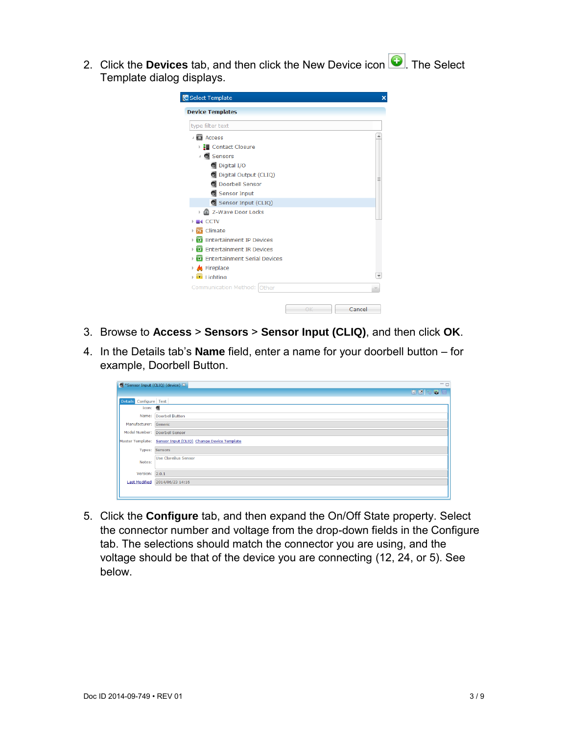2. Click the **Devices** tab, and then click the New Device icon. The Select Template dialog displays.

3. Browse to **Access** > **Sensors** > **Sensor Input (CLIQ)**, and then click **OK**.

4. In the Details tab's **Name** field, enter a name for your doorbell button – for example, Doorbell Button.

5. Click the **Configure** tab, and then expand the On/Off State property. Select the connector number and voltage from the drop-down fields in the Configure tab. The selections should match the connector you are using, and the voltage should be that of the device you are connecting (12, 24, or 5). See below.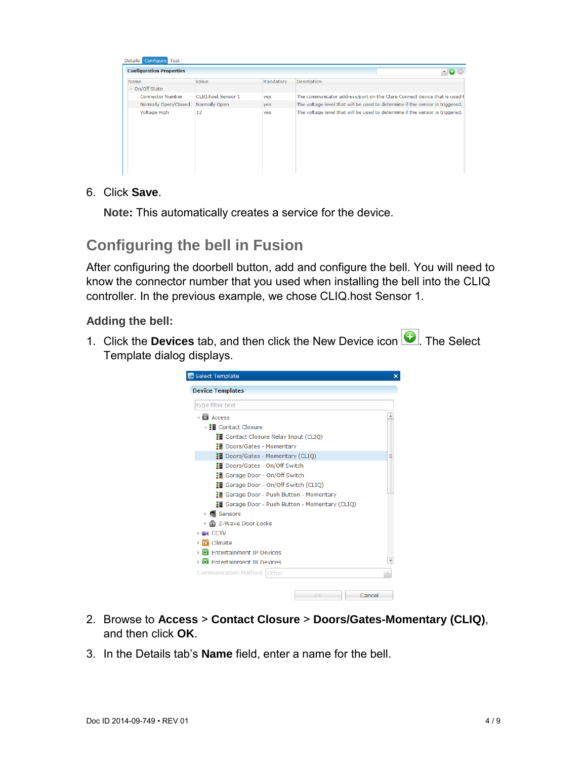6. Click **Save**.

   **Note:** This automatically creates a service for the device.

## Configuring the bell in Fusion

After configuring the doorbell button, add and configure the bell. You will need to know the connector number that you used when installing the bell into the CLIQ controller. In the previous example, we chose CLIQ.host Sensor 1.

### Adding the bell:

1. Click the **Devices** tab, and then click the New Device icon. The Select Template dialog displays.

2. Browse to **Access** > **Contact Closure** > **Doors/Gates-Momentary (CLIQ)**, and then click **OK**.

3. In the Details tab's **Name** field, enter a name for the bell.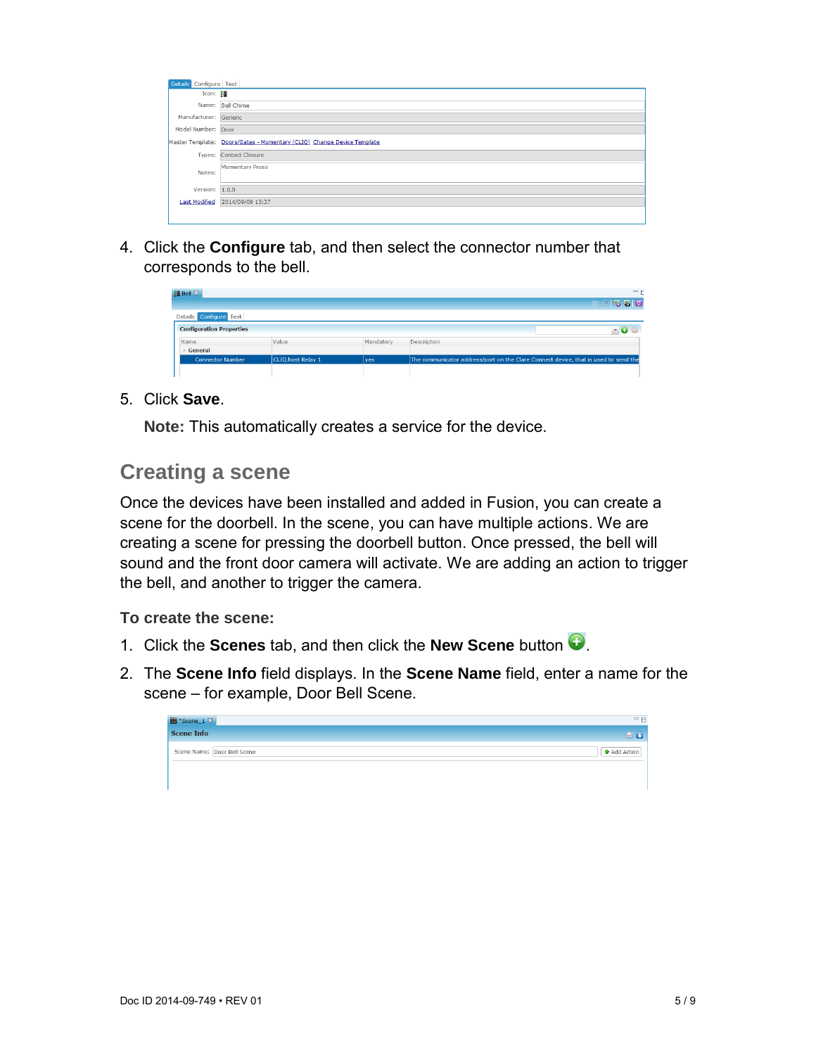4. Click the **Configure** tab, and then select the connector number that corresponds to the bell.

5. Click **Save**.

   **Note:** This automatically creates a service for the device.

## Creating a scene

Once the devices have been installed and added in Fusion, you can create a scene for the doorbell. In the scene, you can have multiple actions. We are creating a scene for pressing the doorbell button. Once pressed, the bell will sound and the front door camera will activate. We are adding an action to trigger the bell, and another to trigger the camera.

### To create the scene:

1. Click the **Scenes** tab, and then click the **New Scene** button.
2. The **Scene Info** field displays. In the **Scene Name** field, enter a name for the scene – for example, Door Bell Scene.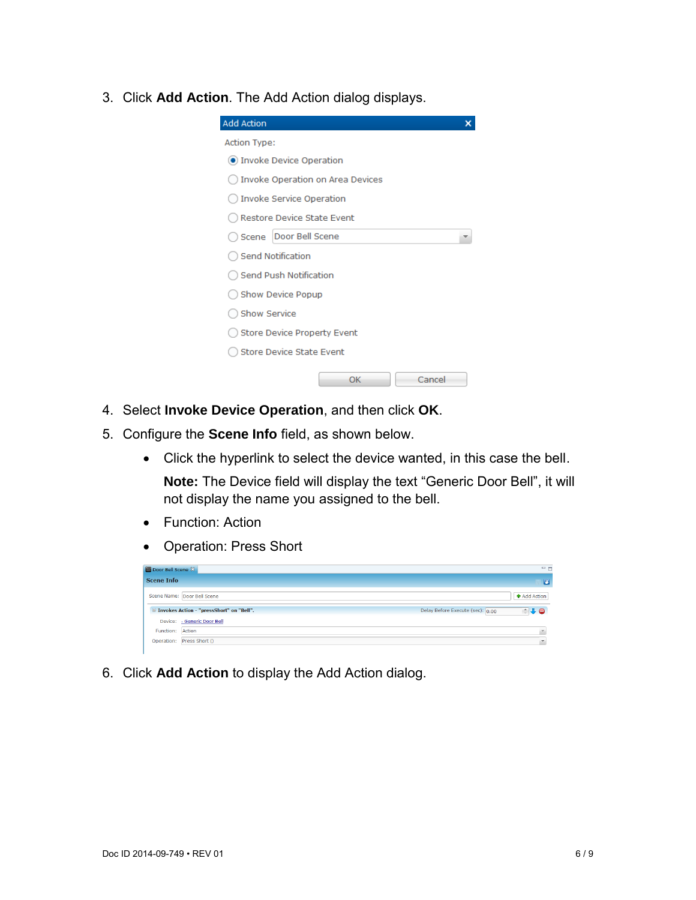3. Click **Add Action**. The Add Action dialog displays.

4. Select **Invoke Device Operation**, and then click **OK**.

5. Configure the **Scene Info** field, as shown below.

   - Click the hyperlink to select the device wanted, in this case the bell.

     **Note:** The Device field will display the text “Generic Door Bell”, it will not display the name you assigned to the bell.

   - Function: Action

   - Operation: Press Short

6. Click **Add Action** to display the Add Action dialog.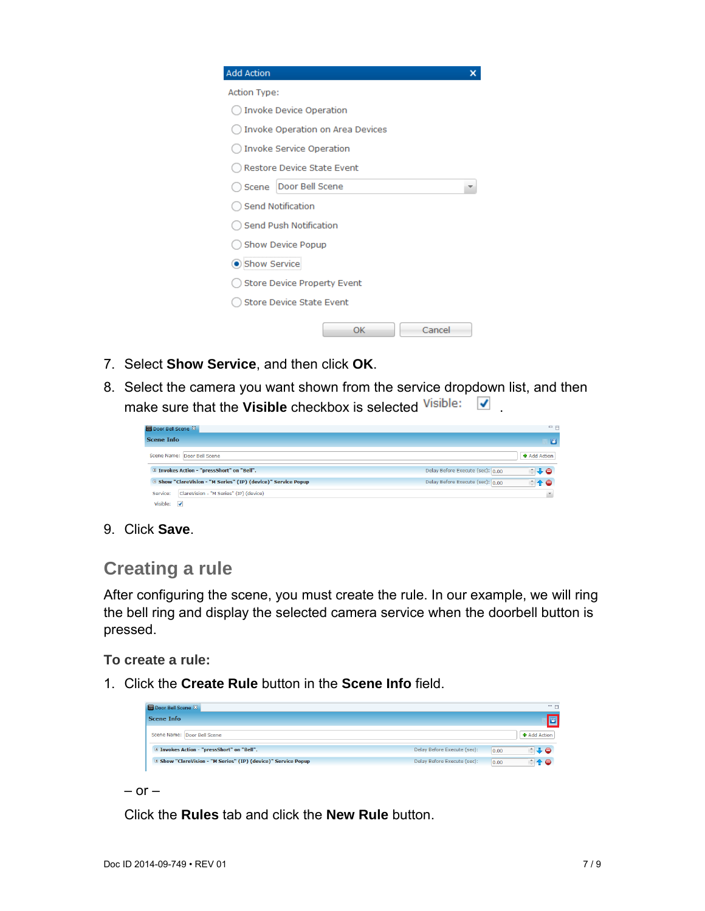7. Select **Show Service**, and then click **OK**.
8. Select the camera you want shown from the service dropdown list, and then make sure that the **Visible** checkbox is selected Visible: ☑ .
9. Click **Save**.

## Creating a rule

After configuring the scene, you must create the rule. In our example, we will ring the bell ring and display the selected camera service when the doorbell button is pressed.

### To create a rule:

1. Click the **Create Rule** button in the **Scene Info** field.

   – or –

   Click the **Rules** tab and click the **New Rule** button.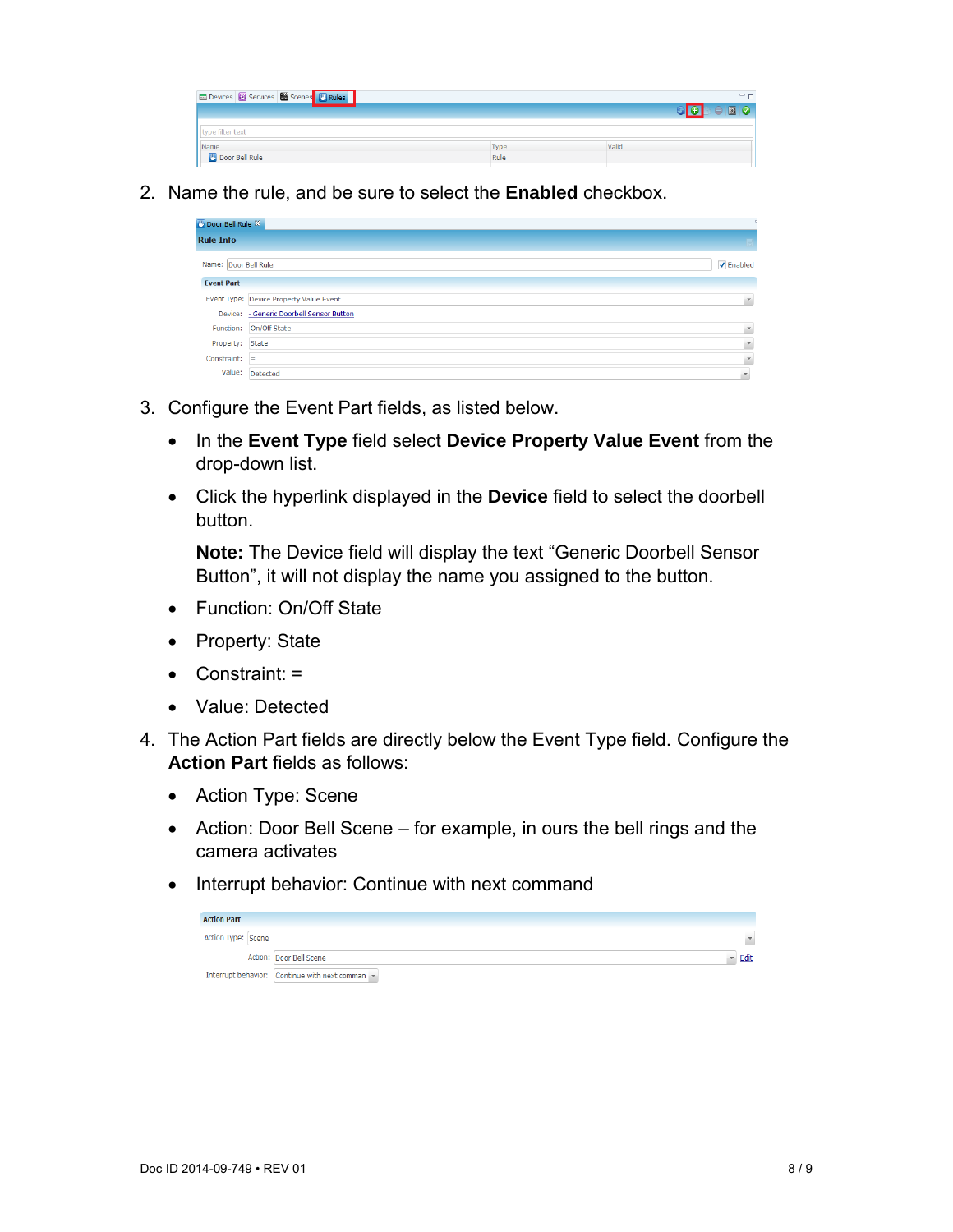2. Name the rule, and be sure to select the **Enabled** checkbox.

3. Configure the Event Part fields, as listed below.

   - In the **Event Type** field select **Device Property Value Event** from the drop-down list.
   - Click the hyperlink displayed in the **Device** field to select the doorbell button.

     **Note:** The Device field will display the text “Generic Doorbell Sensor Button”, it will not display the name you assigned to the button.
   - Function: On/Off State
   - Property: State
   - Constraint: =
   - Value: Detected

4. The Action Part fields are directly below the Event Type field. Configure the **Action Part** fields as follows:

   - Action Type: Scene
   - Action: Door Bell Scene – for example, in ours the bell rings and the camera activates
   - Interrupt behavior: Continue with next command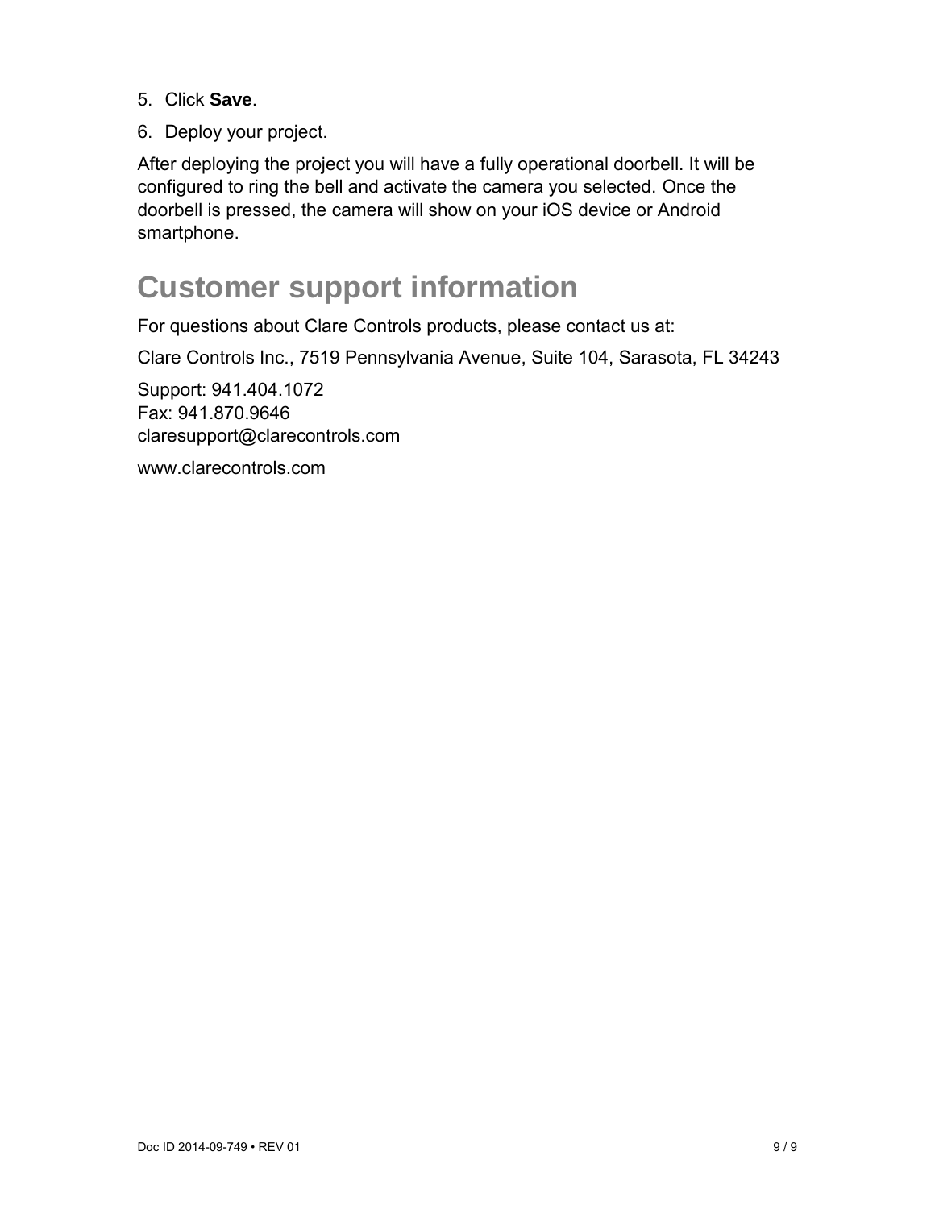5. Click **Save**.
6. Deploy your project.

After deploying the project you will have a fully operational doorbell. It will be configured to ring the bell and activate the camera you selected. Once the doorbell is pressed, the camera will show on your iOS device or Android smartphone.

# Customer support information

For questions about Clare Controls products, please contact us at:

Clare Controls Inc., 7519 Pennsylvania Avenue, Suite 104, Sarasota, FL 34243

Support: 941.404.1072
Fax: 941.870.9646
claresupport@clarecontrols.com

www.clarecontrols.com